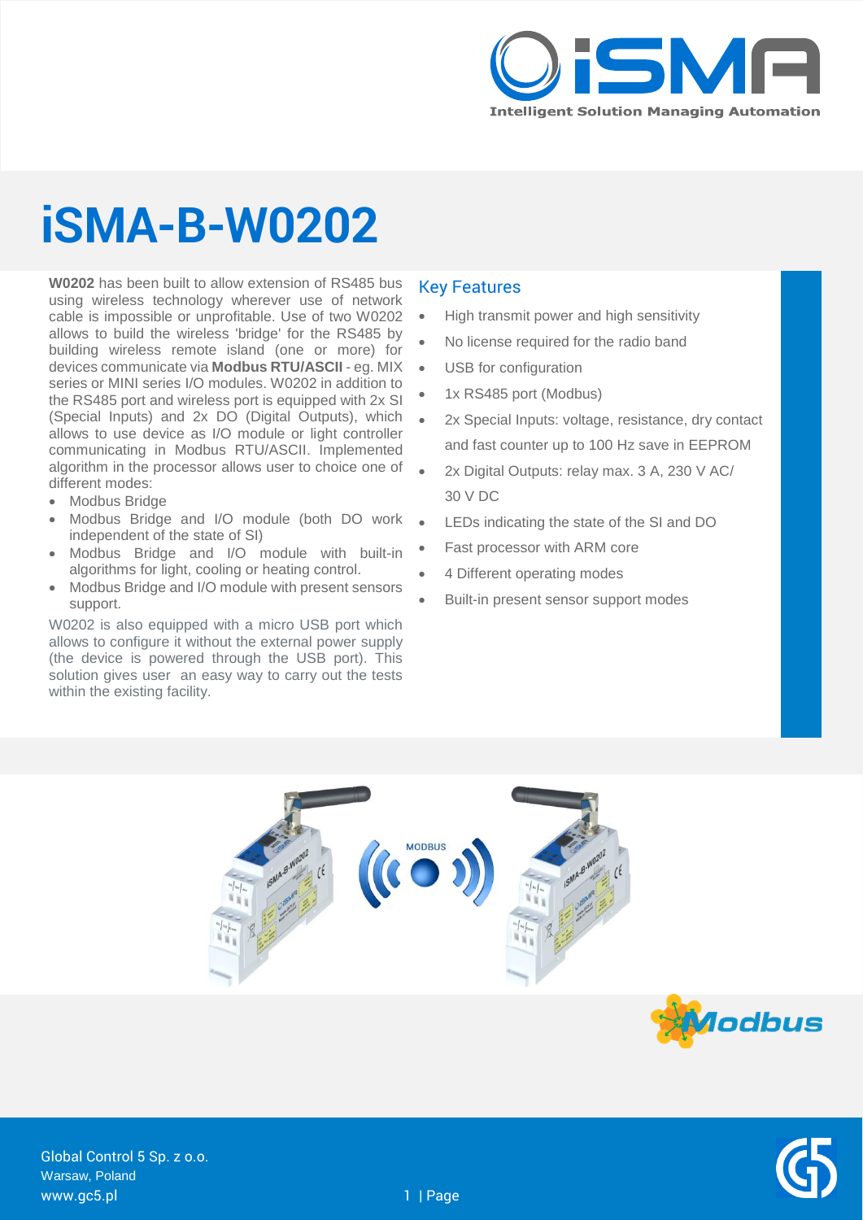# iSMA-B-W0202

**W0202** has been built to allow extension of RS485 bus using wireless technology wherever use of network cable is impossible or unprofitable. Use of two W0202 allows to build the wireless 'bridge' for the RS485 by building wireless remote island (one or more) for devices communicate via **Modbus RTU/ASCII** - eg. MIX series or MINI series I/O modules. W0202 in addition to the RS485 port and wireless port is equipped with 2x SI (Special Inputs) and 2x DO (Digital Outputs), which allows to use device as I/O module or light controller communicating in Modbus RTU/ASCII. Implemented algorithm in the processor allows user to choice one of different modes:

- Modbus Bridge
- Modbus Bridge and I/O module (both DO work independent of the state of SI)
- Modbus Bridge and I/O module with built-in algorithms for light, cooling or heating control.
- Modbus Bridge and I/O module with present sensors support.

W0202 is also equipped with a micro USB port which allows to configure it without the external power supply (the device is powered through the USB port). This solution gives user an easy way to carry out the tests within the existing facility.

## Key Features

- High transmit power and high sensitivity
- No license required for the radio band
- USB for configuration
- 1x RS485 port (Modbus)
- 2x Special Inputs: voltage, resistance, dry contact and fast counter up to 100 Hz save in EEPROM
- 2x Digital Outputs: relay max. 3 A, 230 V AC/ 30 V DC
- LEDs indicating the state of the SI and DO
- Fast processor with ARM core
- 4 Different operating modes
- Built-in present sensor support modes

Global Control 5 Sp. z o.o.
Warsaw, Poland
www.gc5.pl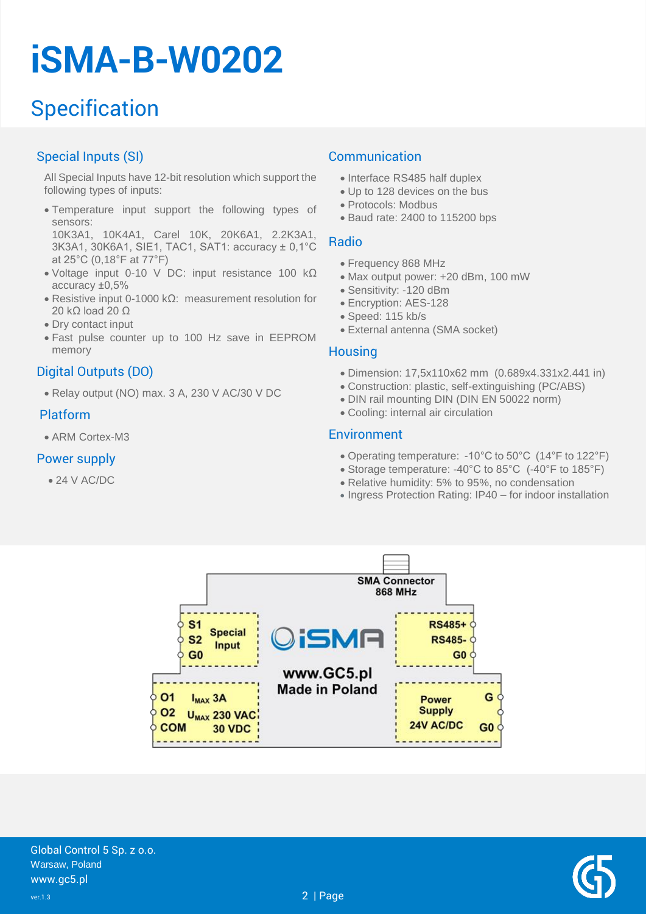# iSMA-B-W0202

## Specification

### Special Inputs (SI)

All Special Inputs have 12-bit resolution which support the following types of inputs:

- Temperature input support the following types of sensors:
  10K3A1, 10K4A1, Carel 10K, 20K6A1, 2.2K3A1, 3K3A1, 30K6A1, SIE1, TAC1, SAT1: accuracy ± 0,1°C at 25°C (0,18°F at 77°F)
- Voltage input 0-10 V DC: input resistance 100 kΩ accuracy ±0,5%
- Resistive input 0-1000 kΩ: measurement resolution for 20 kΩ load 20 Ω
- Dry contact input
- Fast pulse counter up to 100 Hz save in EEPROM memory

### Digital Outputs (DO)

- Relay output (NO) max. 3 A, 230 V AC/30 V DC

### Platform

- ARM Cortex-M3

### Power supply

- 24 V AC/DC

### Communication

- Interface RS485 half duplex
- Up to 128 devices on the bus
- Protocols: Modbus
- Baud rate: 2400 to 115200 bps

### Radio

- Frequency 868 MHz
- Max output power: +20 dBm, 100 mW
- Sensitivity: -120 dBm
- Encryption: AES-128
- Speed: 115 kb/s
- External antenna (SMA socket)

### Housing

- Dimension: 17,5x110x62 mm (0.689x4.331x2.441 in)
- Construction: plastic, self-extinguishing (PC/ABS)
- DIN rail mounting DIN (DIN EN 50022 norm)
- Cooling: internal air circulation

### Environment

- Operating temperature: -10°C to 50°C (14°F to 122°F)
- Storage temperature: -40°C to 85°C (-40°F to 185°F)
- Relative humidity: 5% to 95%, no condensation
- Ingress Protection Rating: IP40 – for indoor installation

SMA Connector
868 MHz

S1
S2
G0
Special Input

iSMA

RS485+
RS485-
G0

O1
O2
COM
$I_{MAX}$ 3A
$U_{MAX}$ 230 VAC
30 VDC

www.GC5.pl
Made in Poland

Power Supply
24V AC/DC
G
G0

Global Control 5 Sp. z o.o.
Warsaw, Poland
www.gc5.pl

ver.1.3